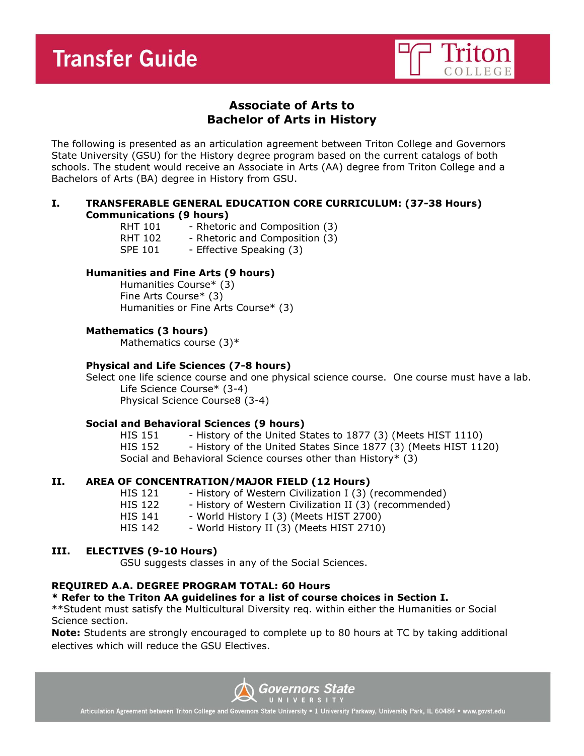# Transfer Guide

Triton COLLEGE

## Associate of Arts to Bachelor of Arts in History

The following is presented as an articulation agreement between Triton College and Governors State University (GSU) for the History degree program based on the current catalogs of both schools. The student would receive an Associate in Arts (AA) degree from Triton College and a Bachelors of Arts (BA) degree in History from GSU.

### I. TRANSFERABLE GENERAL EDUCATION CORE CURRICULUM: (37-38 Hours)

**Communications (9 hours)**

- RHT 101 - Rhetoric and Composition (3)
- RHT 102 - Rhetoric and Composition (3)
- SPE 101 - Effective Speaking (3)

**Humanities and Fine Arts (9 hours)**

- Humanities Course* (3)
- Fine Arts Course* (3)
- Humanities or Fine Arts Course* (3)

**Mathematics (3 hours)**

- Mathematics course (3)*

**Physical and Life Sciences (7-8 hours)**

Select one life science course and one physical science course. One course must have a lab.

- Life Science Course* (3-4)
- Physical Science Course8 (3-4)

**Social and Behavioral Sciences (9 hours)**

- HIS 151 - History of the United States to 1877 (3) (Meets HIST 1110)
- HIS 152 - History of the United States Since 1877 (3) (Meets HIST 1120)
- Social and Behavioral Science courses other than History* (3)

### II. AREA OF CONCENTRATION/MAJOR FIELD (12 Hours)

- HIS 121 - History of Western Civilization I (3) (recommended)
- HIS 122 - History of Western Civilization II (3) (recommended)
- HIS 141 - World History I (3) (Meets HIST 2700)
- HIS 142 - World History II (3) (Meets HIST 2710)

### III. ELECTIVES (9-10 Hours)

GSU suggests classes in any of the Social Sciences.

**REQUIRED A.A. DEGREE PROGRAM TOTAL: 60 Hours**

**\* Refer to the Triton AA guidelines for a list of course choices in Section I.**

**Student must satisfy the Multicultural Diversity req. within either the Humanities or Social Science section.

**Note:** Students are strongly encouraged to complete up to 80 hours at TC by taking additional electives which will reduce the GSU Electives.

Governors State UNIVERSITY

Articulation Agreement between Triton College and Governors State University • 1 University Parkway, University Park, IL 60484 • www.govst.edu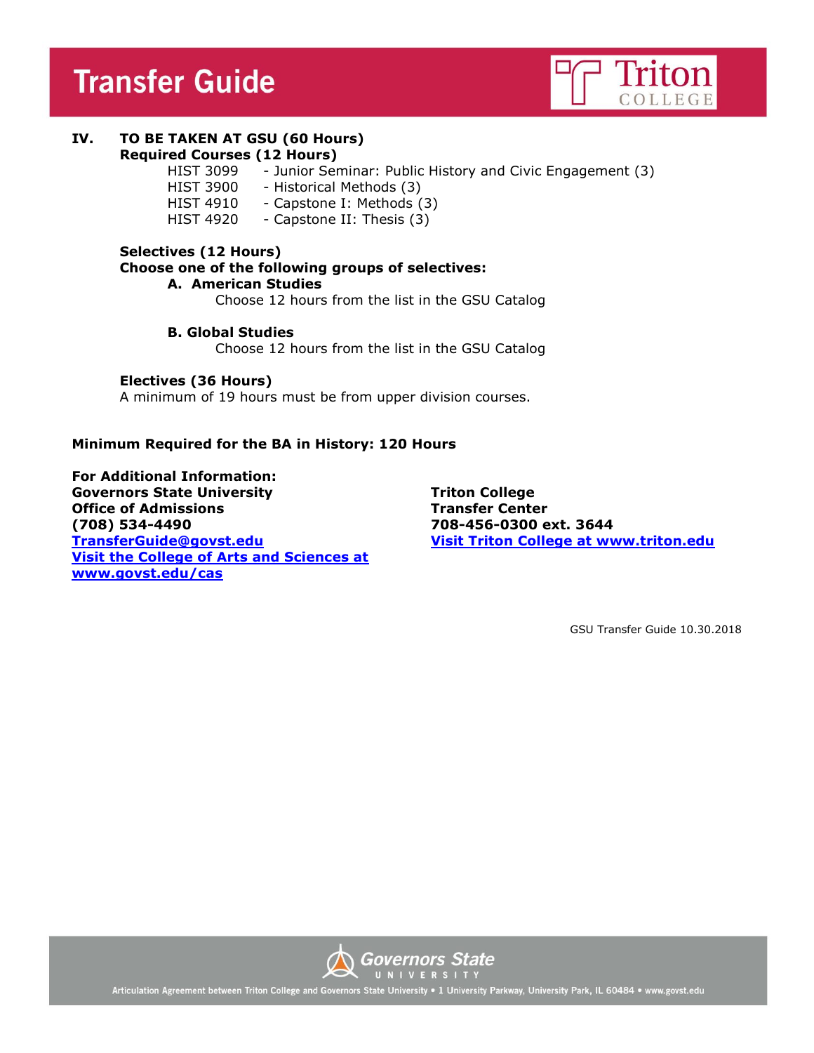## IV. TO BE TAKEN AT GSU (60 Hours)

### Required Courses (12 Hours)

HIST 3099 - Junior Seminar: Public History and Civic Engagement (3)
HIST 3900 - Historical Methods (3)
HIST 4910 - Capstone I: Methods (3)
HIST 4920 - Capstone II: Thesis (3)

### Selectives (12 Hours)

**Choose one of the following groups of selectives:**

**A. American Studies**

Choose 12 hours from the list in the GSU Catalog

**B. Global Studies**

Choose 12 hours from the list in the GSU Catalog

### Electives (36 Hours)

A minimum of 19 hours must be from upper division courses.

**Minimum Required for the BA in History: 120 Hours**

**For Additional Information:**

**Governors State University**
**Office of Admissions**
**(708) 534-4490**
**TransferGuide@govst.edu**
**Visit the College of Arts and Sciences at www.govst.edu/cas**

**Triton College**
**Transfer Center**
**708-456-0300 ext. 3644**
**Visit Triton College at www.triton.edu**

GSU Transfer Guide 10.30.2018